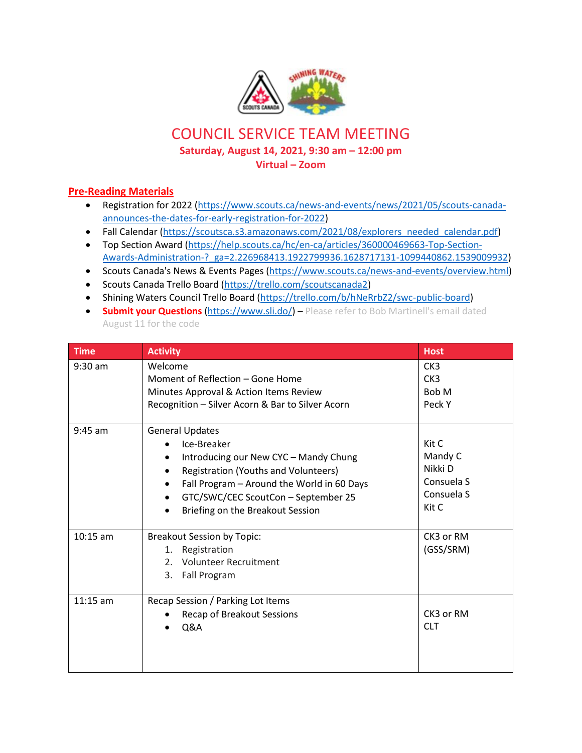# COUNCIL SERVICE TEAM MEETING

**Saturday, August 14, 2021, 9:30 am – 12:00 pm**
**Virtual – Zoom**

## Pre-Reading Materials

- Registration for 2022 (https://www.scouts.ca/news-and-events/news/2021/05/scouts-canada-announces-the-dates-for-early-registration-for-2022)
- Fall Calendar (https://scoutsca.s3.amazonaws.com/2021/08/explorers_needed_calendar.pdf)
- Top Section Award (https://help.scouts.ca/hc/en-ca/articles/360000469663-Top-Section-Awards-Administration-?_ga=2.226968413.1922799936.1628717131-1099440862.1539009932)
- Scouts Canada's News & Events Pages (https://www.scouts.ca/news-and-events/overview.html)
- Scouts Canada Trello Board (https://trello.com/scoutscanada2)
- Shining Waters Council Trello Board (https://trello.com/b/hNeRrbZ2/swc-public-board)
- **Submit your Questions** (https://www.sli.do/) – Please refer to Bob Martinell's email dated August 11 for the code

| Time | Activity | Host |
|---|---|---|
| 9:30 am | Welcome<br>Moment of Reflection – Gone Home<br>Minutes Approval & Action Items Review<br>Recognition – Silver Acorn & Bar to Silver Acorn | CK3<br>CK3<br>Bob M<br>Peck Y |
| 9:45 am | General Updates<br>• Ice-Breaker<br>• Introducing our New CYC – Mandy Chung<br>• Registration (Youths and Volunteers)<br>• Fall Program – Around the World in 60 Days<br>• GTC/SWC/CEC ScoutCon – September 25<br>• Briefing on the Breakout Session | <br>Kit C<br>Mandy C<br>Nikki D<br>Consuela S<br>Consuela S<br>Kit C |
| 10:15 am | Breakout Session by Topic:<br>1. Registration<br>2. Volunteer Recruitment<br>3. Fall Program | CK3 or RM (GSS/SRM) |
| 11:15 am | Recap Session / Parking Lot Items<br>• Recap of Breakout Sessions<br>• Q&A | <br>CK3 or RM<br>CLT |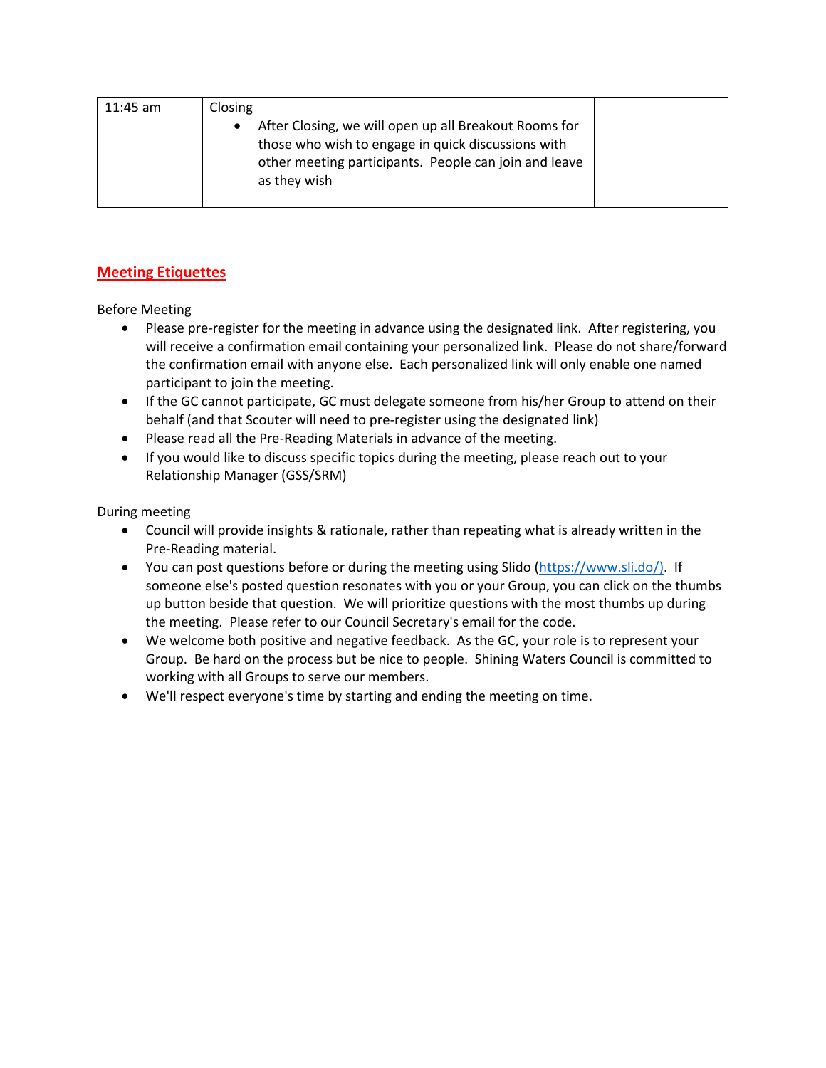| | | |
|---|---|---|
| 11:45 am | Closing<br>• After Closing, we will open up all Breakout Rooms for those who wish to engage in quick discussions with other meeting participants. People can join and leave as they wish | |

## Meeting Etiquettes

Before Meeting

- Please pre-register for the meeting in advance using the designated link. After registering, you will receive a confirmation email containing your personalized link. Please do not share/forward the confirmation email with anyone else. Each personalized link will only enable one named participant to join the meeting.
- If the GC cannot participate, GC must delegate someone from his/her Group to attend on their behalf (and that Scouter will need to pre-register using the designated link)
- Please read all the Pre-Reading Materials in advance of the meeting.
- If you would like to discuss specific topics during the meeting, please reach out to your Relationship Manager (GSS/SRM)

During meeting

- Council will provide insights & rationale, rather than repeating what is already written in the Pre-Reading material.
- You can post questions before or during the meeting using Slido (https://www.sli.do/). If someone else's posted question resonates with you or your Group, you can click on the thumbs up button beside that question. We will prioritize questions with the most thumbs up during the meeting. Please refer to our Council Secretary's email for the code.
- We welcome both positive and negative feedback. As the GC, your role is to represent your Group. Be hard on the process but be nice to people. Shining Waters Council is committed to working with all Groups to serve our members.
- We'll respect everyone's time by starting and ending the meeting on time.